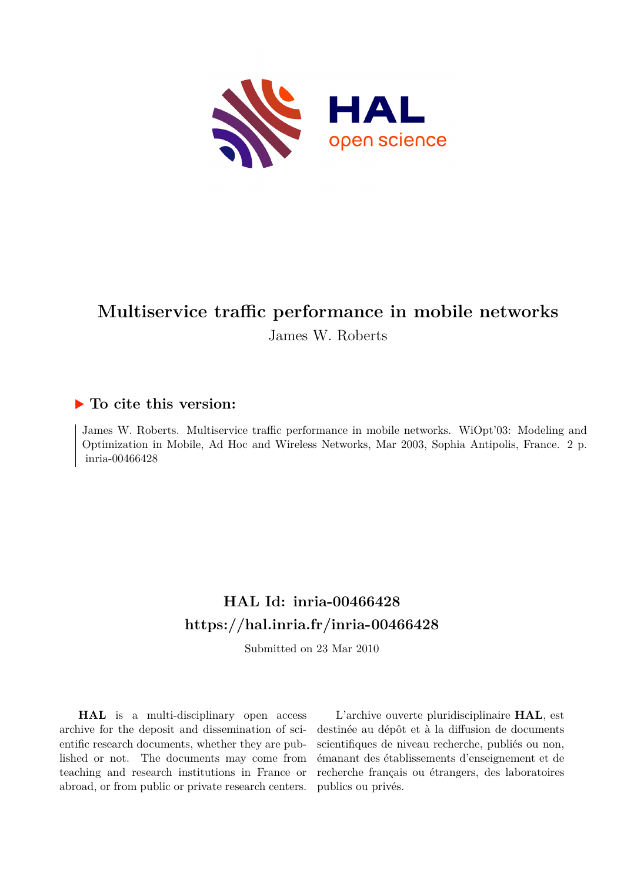# Multiservice traffic performance in mobile networks

James W. Roberts

## ▶ To cite this version:

James W. Roberts. Multiservice traffic performance in mobile networks. WiOpt'03: Modeling and Optimization in Mobile, Ad Hoc and Wireless Networks, Mar 2003, Sophia Antipolis, France. 2 p. inria-00466428

## HAL Id: inria-00466428
## https://hal.inria.fr/inria-00466428

Submitted on 23 Mar 2010

**HAL** is a multi-disciplinary open access archive for the deposit and dissemination of scientific research documents, whether they are published or not. The documents may come from teaching and research institutions in France or abroad, or from public or private research centers.

L'archive ouverte pluridisciplinaire **HAL**, est destinée au dépôt et à la diffusion de documents scientifiques de niveau recherche, publiés ou non, émanant des établissements d'enseignement et de recherche français ou étrangers, des laboratoires publics ou privés.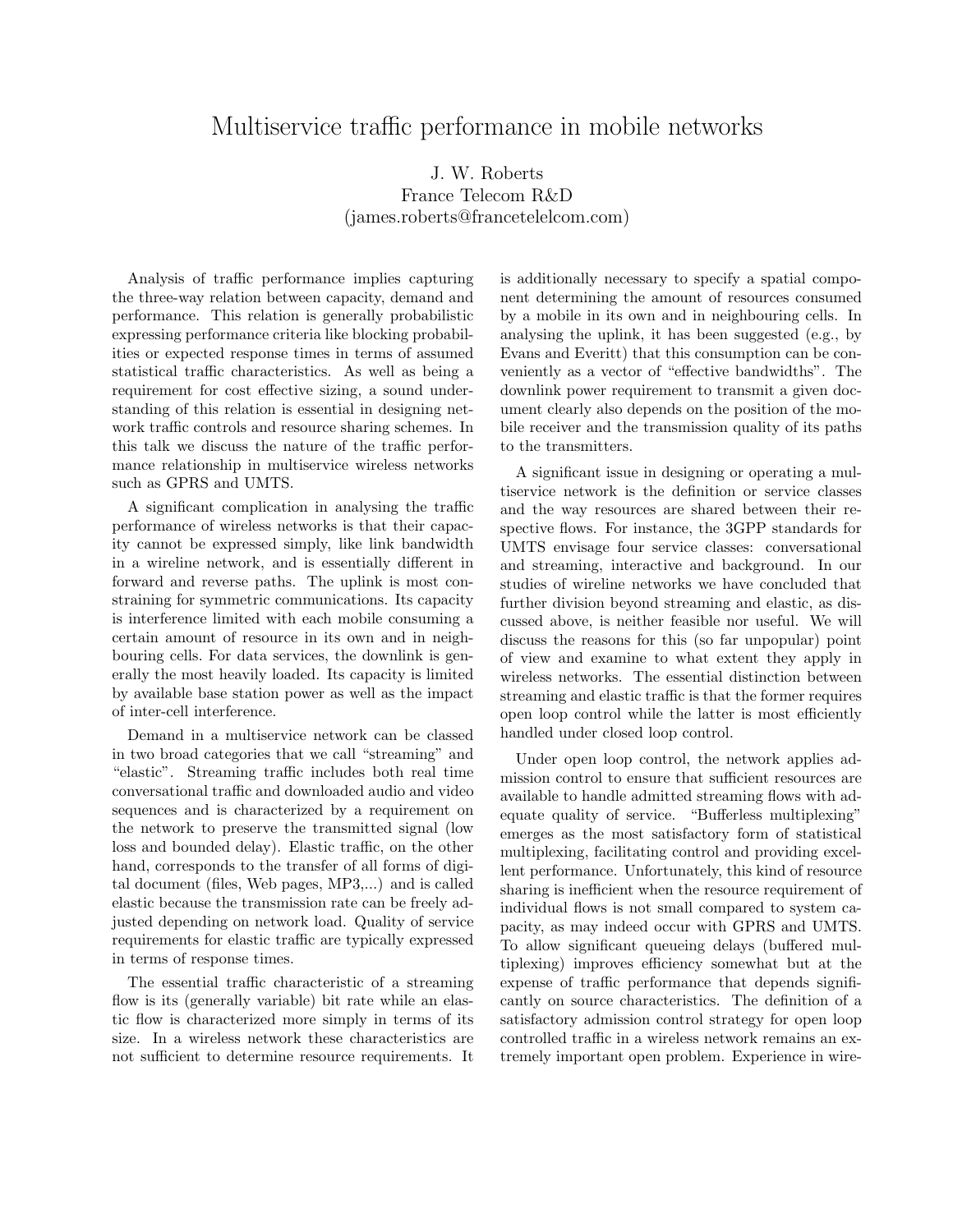# Multiservice traffic performance in mobile networks

J. W. Roberts
France Telecom R&D
(james.roberts@francetelelcom.com)

Analysis of traffic performance implies capturing the three-way relation between capacity, demand and performance. This relation is generally probabilistic expressing performance criteria like blocking probabilities or expected response times in terms of assumed statistical traffic characteristics. As well as being a requirement for cost effective sizing, a sound understanding of this relation is essential in designing network traffic controls and resource sharing schemes. In this talk we discuss the nature of the traffic performance relationship in multiservice wireless networks such as GPRS and UMTS.

A significant complication in analysing the traffic performance of wireless networks is that their capacity cannot be expressed simply, like link bandwidth in a wireline network, and is essentially different in forward and reverse paths. The uplink is most constraining for symmetric communications. Its capacity is interference limited with each mobile consuming a certain amount of resource in its own and in neighbouring cells. For data services, the downlink is generally the most heavily loaded. Its capacity is limited by available base station power as well as the impact of inter-cell interference.

Demand in a multiservice network can be classed in two broad categories that we call "streaming" and "elastic". Streaming traffic includes both real time conversational traffic and downloaded audio and video sequences and is characterized by a requirement on the network to preserve the transmitted signal (low loss and bounded delay). Elastic traffic, on the other hand, corresponds to the transfer of all forms of digital document (files, Web pages, MP3,...) and is called elastic because the transmission rate can be freely adjusted depending on network load. Quality of service requirements for elastic traffic are typically expressed in terms of response times.

The essential traffic characteristic of a streaming flow is its (generally variable) bit rate while an elastic flow is characterized more simply in terms of its size. In a wireless network these characteristics are not sufficient to determine resource requirements. It is additionally necessary to specify a spatial component determining the amount of resources consumed by a mobile in its own and in neighbouring cells. In analysing the uplink, it has been suggested (e.g., by Evans and Everitt) that this consumption can be conveniently as a vector of "effective bandwidths". The downlink power requirement to transmit a given document clearly also depends on the position of the mobile receiver and the transmission quality of its paths to the transmitters.

A significant issue in designing or operating a multiservice network is the definition or service classes and the way resources are shared between their respective flows. For instance, the 3GPP standards for UMTS envisage four service classes: conversational and streaming, interactive and background. In our studies of wireline networks we have concluded that further division beyond streaming and elastic, as discussed above, is neither feasible nor useful. We will discuss the reasons for this (so far unpopular) point of view and examine to what extent they apply in wireless networks. The essential distinction between streaming and elastic traffic is that the former requires open loop control while the latter is most efficiently handled under closed loop control.

Under open loop control, the network applies admission control to ensure that sufficient resources are available to handle admitted streaming flows with adequate quality of service. "Bufferless multiplexing" emerges as the most satisfactory form of statistical multiplexing, facilitating control and providing excellent performance. Unfortunately, this kind of resource sharing is inefficient when the resource requirement of individual flows is not small compared to system capacity, as may indeed occur with GPRS and UMTS. To allow significant queueing delays (buffered multiplexing) improves efficiency somewhat but at the expense of traffic performance that depends significantly on source characteristics. The definition of a satisfactory admission control strategy for open loop controlled traffic in a wireless network remains an extremely important open problem. Experience in wire-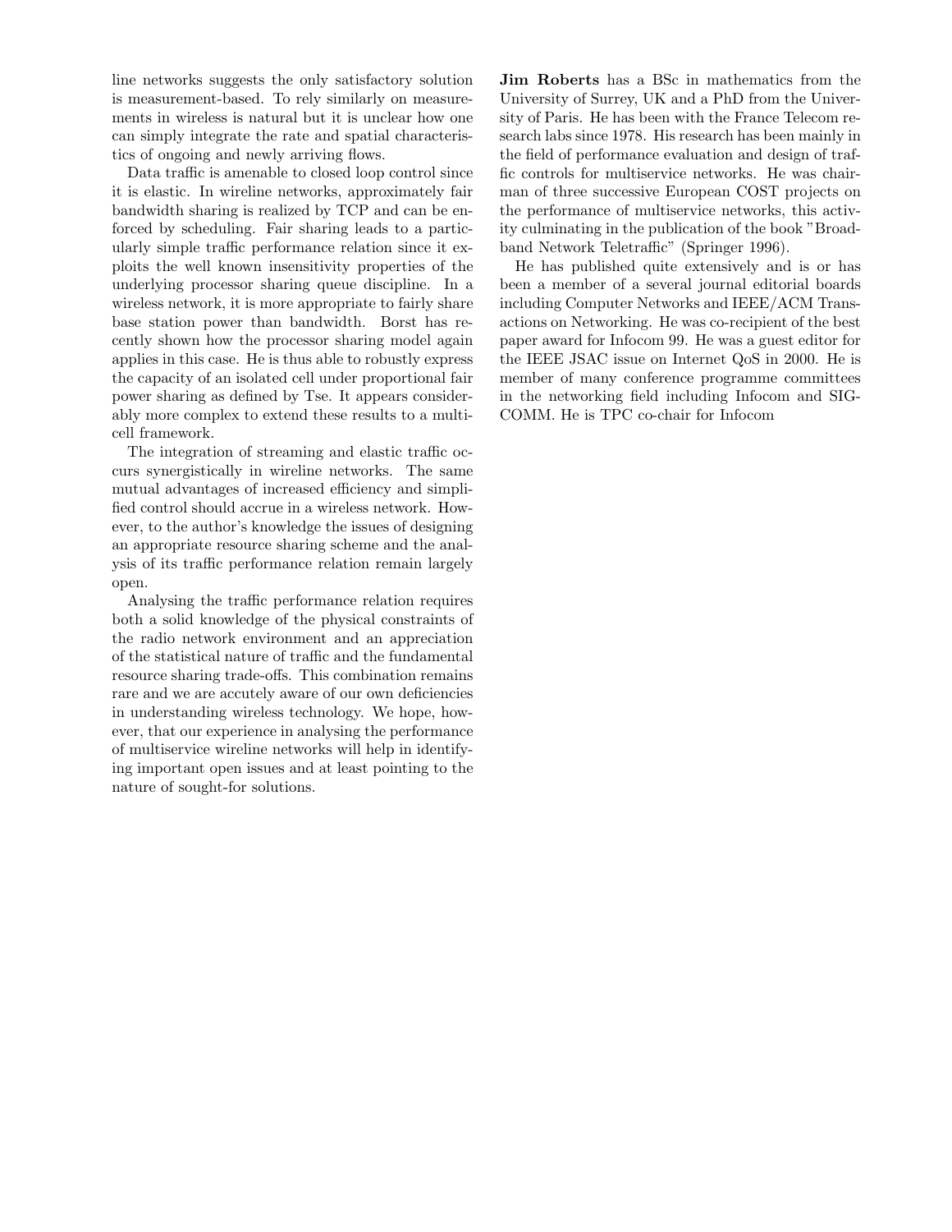line networks suggests the only satisfactory solution is measurement-based. To rely similarly on measurements in wireless is natural but it is unclear how one can simply integrate the rate and spatial characteristics of ongoing and newly arriving flows.

Data traffic is amenable to closed loop control since it is elastic. In wireline networks, approximately fair bandwidth sharing is realized by TCP and can be enforced by scheduling. Fair sharing leads to a particularly simple traffic performance relation since it exploits the well known insensitivity properties of the underlying processor sharing queue discipline. In a wireless network, it is more appropriate to fairly share base station power than bandwidth. Borst has recently shown how the processor sharing model again applies in this case. He is thus able to robustly express the capacity of an isolated cell under proportional fair power sharing as defined by Tse. It appears considerably more complex to extend these results to a multicell framework.

The integration of streaming and elastic traffic occurs synergistically in wireline networks. The same mutual advantages of increased efficiency and simplified control should accrue in a wireless network. However, to the author's knowledge the issues of designing an appropriate resource sharing scheme and the analysis of its traffic performance relation remain largely open.

Analysing the traffic performance relation requires both a solid knowledge of the physical constraints of the radio network environment and an appreciation of the statistical nature of traffic and the fundamental resource sharing trade-offs. This combination remains rare and we are accutely aware of our own deficiencies in understanding wireless technology. We hope, however, that our experience in analysing the performance of multiservice wireline networks will help in identifying important open issues and at least pointing to the nature of sought-for solutions.

**Jim Roberts** has a BSc in mathematics from the University of Surrey, UK and a PhD from the University of Paris. He has been with the France Telecom research labs since 1978. His research has been mainly in the field of performance evaluation and design of traffic controls for multiservice networks. He was chairman of three successive European COST projects on the performance of multiservice networks, this activity culminating in the publication of the book "Broadband Network Teletraffic" (Springer 1996).

He has published quite extensively and is or has been a member of a several journal editorial boards including Computer Networks and IEEE/ACM Transactions on Networking. He was co-recipient of the best paper award for Infocom 99. He was a guest editor for the IEEE JSAC issue on Internet QoS in 2000. He is member of many conference programme committees in the networking field including Infocom and SIGCOMM. He is TPC co-chair for Infocom